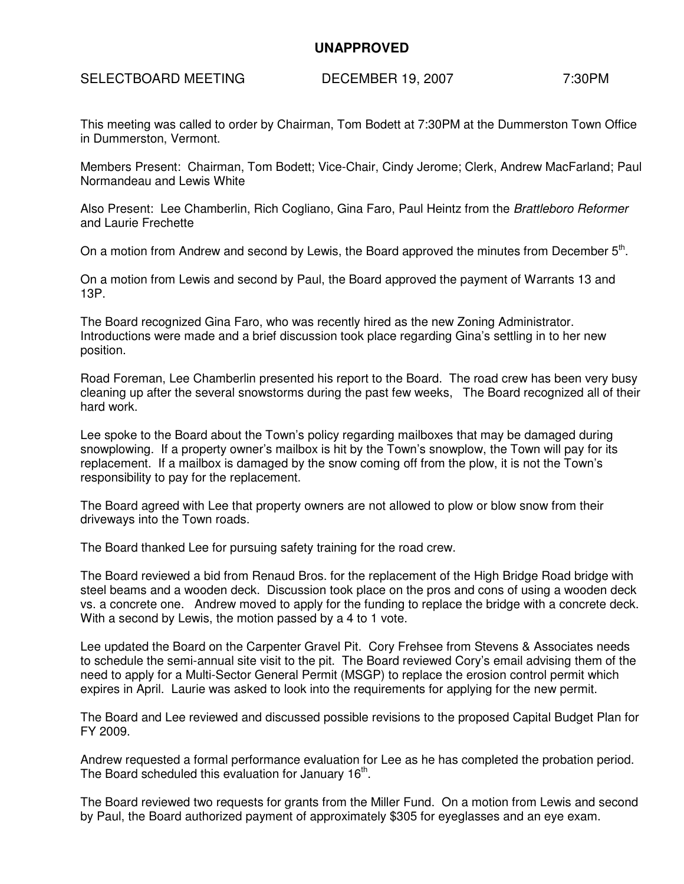# UNAPPROVED

SELECTBOARD MEETING DECEMBER 19, 2007 7:30PM

This meeting was called to order by Chairman, Tom Bodett at 7:30PM at the Dummerston Town Office in Dummerston, Vermont.

Members Present: Chairman, Tom Bodett; Vice-Chair, Cindy Jerome; Clerk, Andrew MacFarland; Paul Normandeau and Lewis White

Also Present: Lee Chamberlin, Rich Cogliano, Gina Faro, Paul Heintz from the *Brattleboro Reformer* and Laurie Frechette

On a motion from Andrew and second by Lewis, the Board approved the minutes from December 5th.

On a motion from Lewis and second by Paul, the Board approved the payment of Warrants 13 and 13P.

The Board recognized Gina Faro, who was recently hired as the new Zoning Administrator. Introductions were made and a brief discussion took place regarding Gina's settling in to her new position.

Road Foreman, Lee Chamberlin presented his report to the Board. The road crew has been very busy cleaning up after the several snowstorms during the past few weeks, The Board recognized all of their hard work.

Lee spoke to the Board about the Town's policy regarding mailboxes that may be damaged during snowplowing. If a property owner's mailbox is hit by the Town's snowplow, the Town will pay for its replacement. If a mailbox is damaged by the snow coming off from the plow, it is not the Town's responsibility to pay for the replacement.

The Board agreed with Lee that property owners are not allowed to plow or blow snow from their driveways into the Town roads.

The Board thanked Lee for pursuing safety training for the road crew.

The Board reviewed a bid from Renaud Bros. for the replacement of the High Bridge Road bridge with steel beams and a wooden deck. Discussion took place on the pros and cons of using a wooden deck vs. a concrete one. Andrew moved to apply for the funding to replace the bridge with a concrete deck. With a second by Lewis, the motion passed by a 4 to 1 vote.

Lee updated the Board on the Carpenter Gravel Pit. Cory Frehsee from Stevens & Associates needs to schedule the semi-annual site visit to the pit. The Board reviewed Cory's email advising them of the need to apply for a Multi-Sector General Permit (MSGP) to replace the erosion control permit which expires in April. Laurie was asked to look into the requirements for applying for the new permit.

The Board and Lee reviewed and discussed possible revisions to the proposed Capital Budget Plan for FY 2009.

Andrew requested a formal performance evaluation for Lee as he has completed the probation period. The Board scheduled this evaluation for January 16th.

The Board reviewed two requests for grants from the Miller Fund. On a motion from Lewis and second by Paul, the Board authorized payment of approximately $305 for eyeglasses and an eye exam.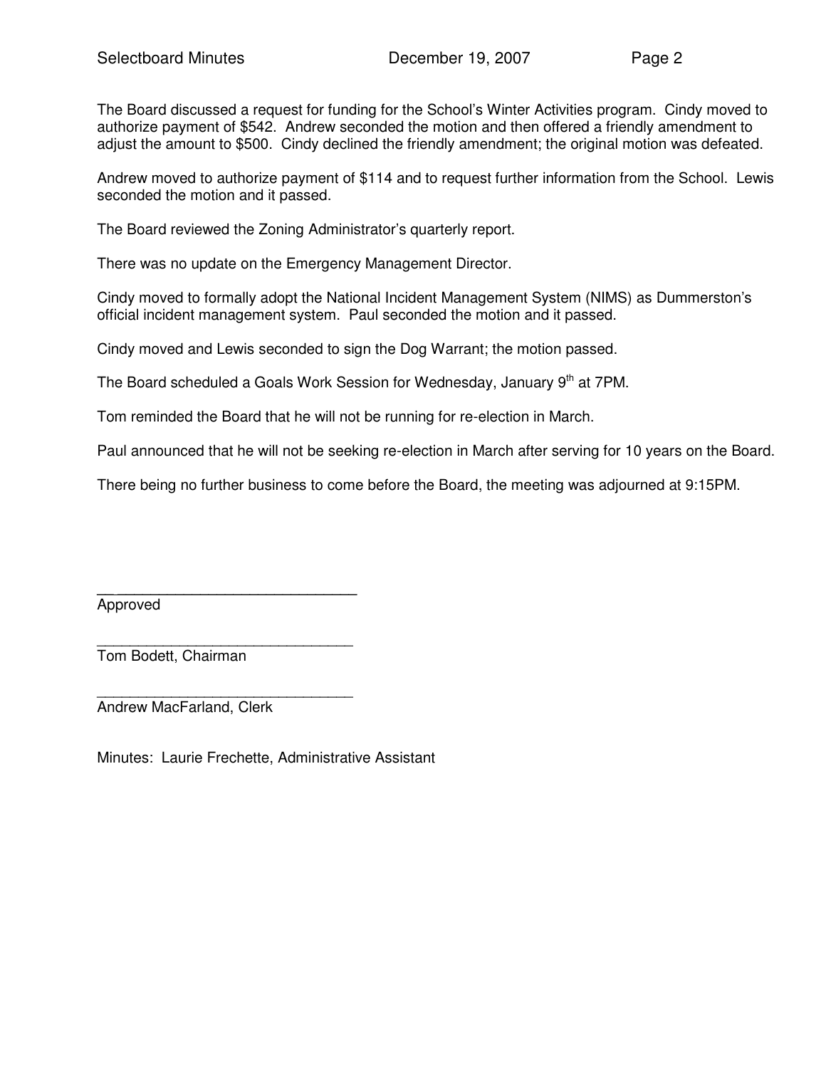The Board discussed a request for funding for the School's Winter Activities program. Cindy moved to authorize payment of $542. Andrew seconded the motion and then offered a friendly amendment to adjust the amount to $500. Cindy declined the friendly amendment; the original motion was defeated.

Andrew moved to authorize payment of $114 and to request further information from the School. Lewis seconded the motion and it passed.

The Board reviewed the Zoning Administrator's quarterly report.

There was no update on the Emergency Management Director.

Cindy moved to formally adopt the National Incident Management System (NIMS) as Dummerston's official incident management system. Paul seconded the motion and it passed.

Cindy moved and Lewis seconded to sign the Dog Warrant; the motion passed.

The Board scheduled a Goals Work Session for Wednesday, January 9th at 7PM.

Tom reminded the Board that he will not be running for re-election in March.

Paul announced that he will not be seeking re-election in March after serving for 10 years on the Board.

There being no further business to come before the Board, the meeting was adjourned at 9:15PM.

\_\_\_\_\_\_\_\_\_\_\_\_\_\_\_\_\_\_\_\_\_\_\_\_\_\_\_\_\_\_
Approved

\_\_\_\_\_\_\_\_\_\_\_\_\_\_\_\_\_\_\_\_\_\_\_\_\_\_\_\_\_\_
Tom Bodett, Chairman

\_\_\_\_\_\_\_\_\_\_\_\_\_\_\_\_\_\_\_\_\_\_\_\_\_\_\_\_\_\_
Andrew MacFarland, Clerk

Minutes: Laurie Frechette, Administrative Assistant